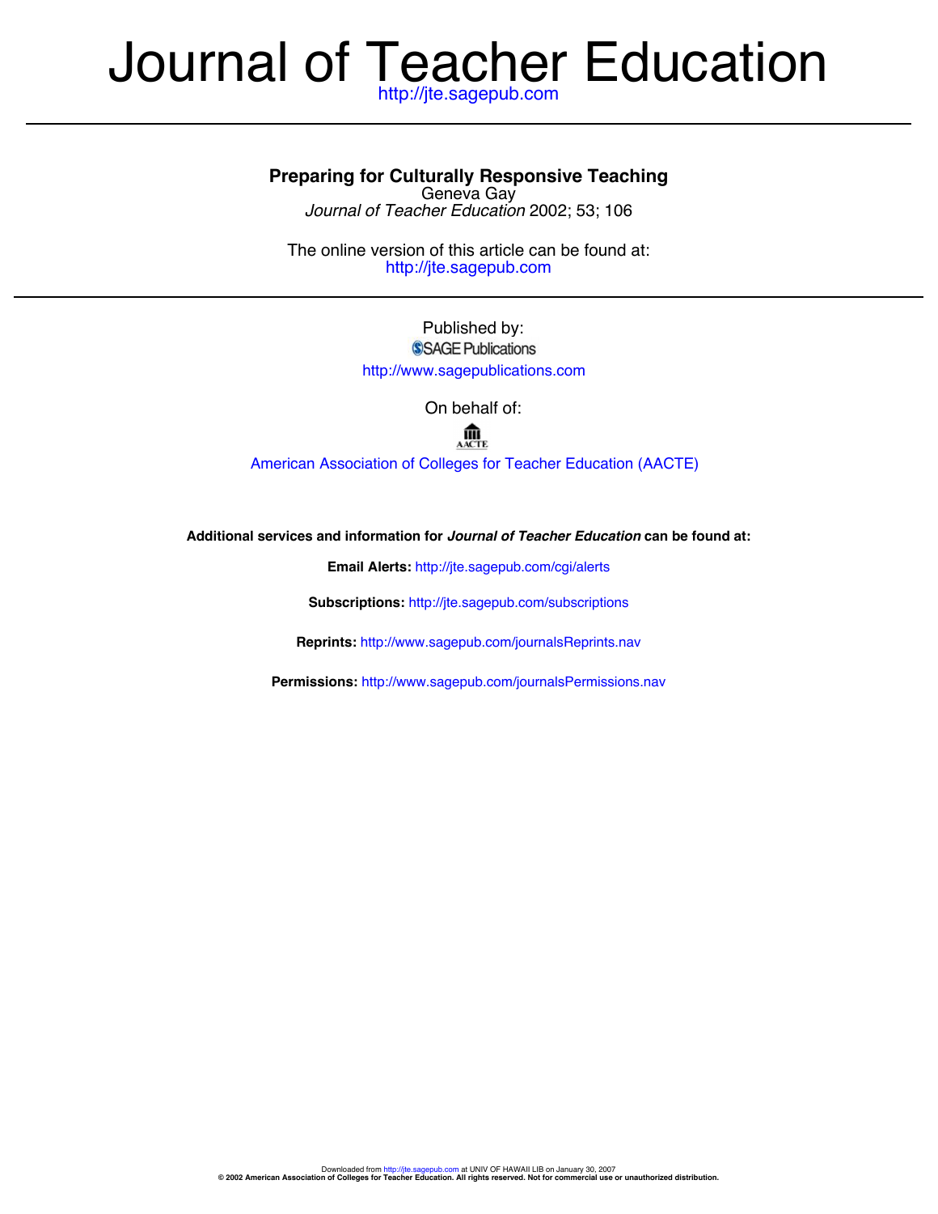# Journal of Teacher Education

http://jte.sagepub.com

---

## Preparing for Culturally Responsive Teaching

Geneva Gay

*Journal of Teacher Education* 2002; 53; 106

The online version of this article can be found at:
http://jte.sagepub.com

---

Published by:

SAGE Publications

http://www.sagepublications.com

On behalf of:

AACTE

American Association of Colleges for Teacher Education (AACTE)

**Additional services and information for *Journal of Teacher Education* can be found at:**

**Email Alerts:** http://jte.sagepub.com/cgi/alerts

**Subscriptions:** http://jte.sagepub.com/subscriptions

**Reprints:** http://www.sagepub.com/journalsReprints.nav

**Permissions:** http://www.sagepub.com/journalsPermissions.nav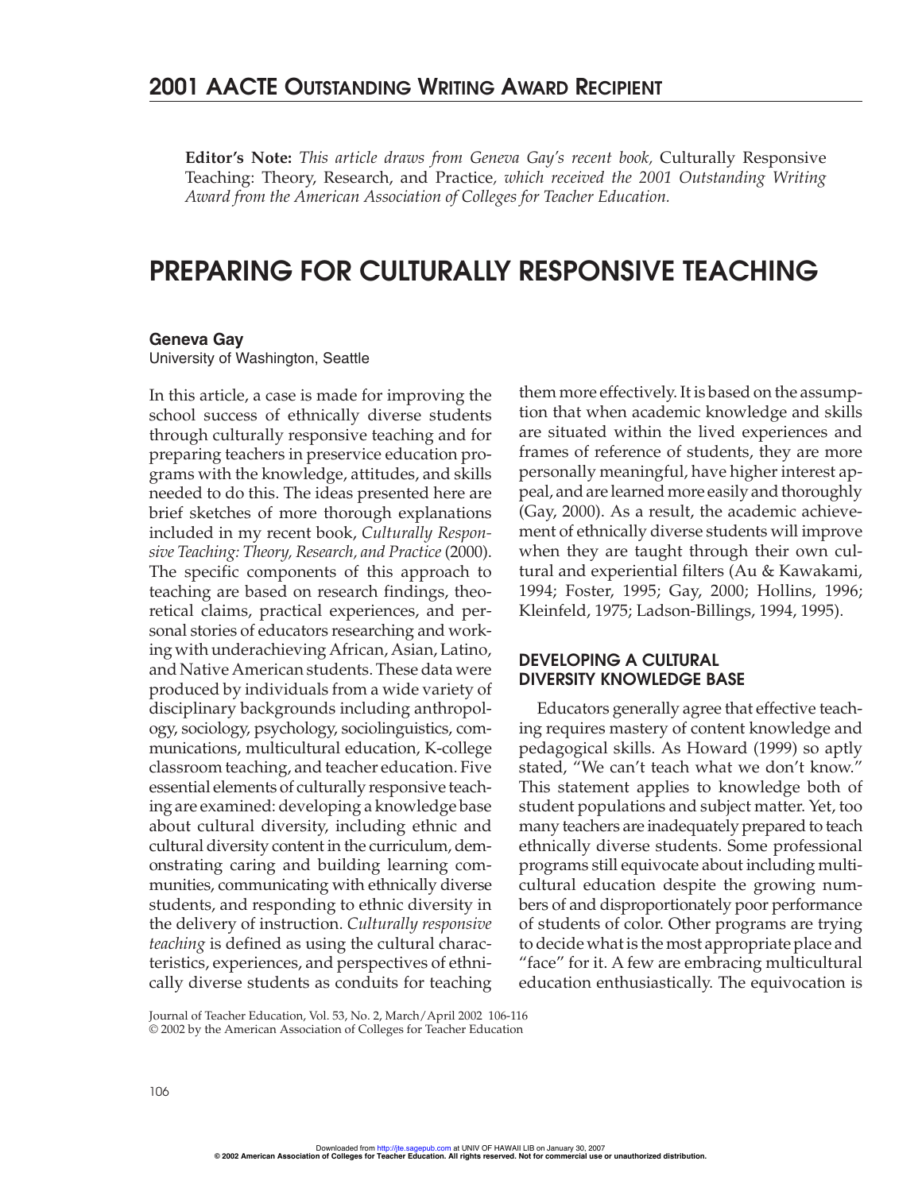## 2001 AACTE Outstanding Writing Award Recipient

**Editor's Note:** *This article draws from Geneva Gay's recent book,* Culturally Responsive Teaching: Theory, Research, and Practice*, which received the 2001 Outstanding Writing Award from the American Association of Colleges for Teacher Education.*

# PREPARING FOR CULTURALLY RESPONSIVE TEACHING

**Geneva Gay**
University of Washington, Seattle

In this article, a case is made for improving the school success of ethnically diverse students through culturally responsive teaching and for preparing teachers in preservice education programs with the knowledge, attitudes, and skills needed to do this. The ideas presented here are brief sketches of more thorough explanations included in my recent book, *Culturally Responsive Teaching: Theory, Research, and Practice* (2000). The specific components of this approach to teaching are based on research findings, theoretical claims, practical experiences, and personal stories of educators researching and working with underachieving African, Asian, Latino, and Native American students. These data were produced by individuals from a wide variety of disciplinary backgrounds including anthropology, sociology, psychology, sociolinguistics, communications, multicultural education, K-college classroom teaching, and teacher education. Five essential elements of culturally responsive teaching are examined: developing a knowledge base about cultural diversity, including ethnic and cultural diversity content in the curriculum, demonstrating caring and building learning communities, communicating with ethnically diverse students, and responding to ethnic diversity in the delivery of instruction. *Culturally responsive teaching* is defined as using the cultural characteristics, experiences, and perspectives of ethnically diverse students as conduits for teaching them more effectively. It is based on the assumption that when academic knowledge and skills are situated within the lived experiences and frames of reference of students, they are more personally meaningful, have higher interest appeal, and are learned more easily and thoroughly (Gay, 2000). As a result, the academic achievement of ethnically diverse students will improve when they are taught through their own cultural and experiential filters (Au & Kawakami, 1994; Foster, 1995; Gay, 2000; Hollins, 1996; Kleinfeld, 1975; Ladson-Billings, 1994, 1995).

## DEVELOPING A CULTURAL DIVERSITY KNOWLEDGE BASE

Educators generally agree that effective teaching requires mastery of content knowledge and pedagogical skills. As Howard (1999) so aptly stated, "We can't teach what we don't know." This statement applies to knowledge both of student populations and subject matter. Yet, too many teachers are inadequately prepared to teach ethnically diverse students. Some professional programs still equivocate about including multicultural education despite the growing numbers of and disproportionately poor performance of students of color. Other programs are trying to decide what is the most appropriate place and "face" for it. A few are embracing multicultural education enthusiastically. The equivocation is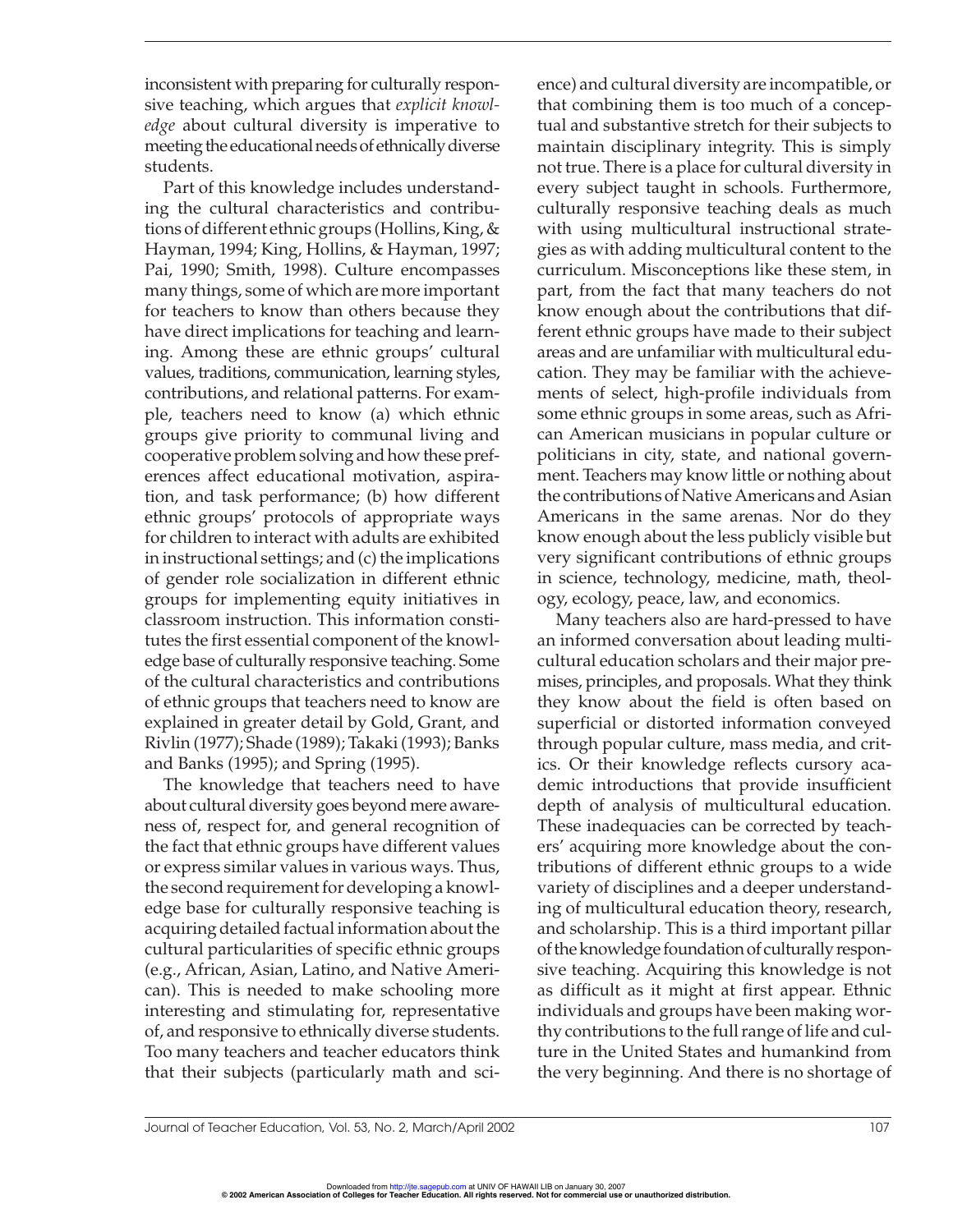inconsistent with preparing for culturally responsive teaching, which argues that *explicit knowledge* about cultural diversity is imperative to meeting the educational needs of ethnically diverse students.

Part of this knowledge includes understanding the cultural characteristics and contributions of different ethnic groups (Hollins, King, & Hayman, 1994; King, Hollins, & Hayman, 1997; Pai, 1990; Smith, 1998). Culture encompasses many things, some of which are more important for teachers to know than others because they have direct implications for teaching and learning. Among these are ethnic groups' cultural values, traditions, communication, learning styles, contributions, and relational patterns. For example, teachers need to know (a) which ethnic groups give priority to communal living and cooperative problem solving and how these preferences affect educational motivation, aspiration, and task performance; (b) how different ethnic groups' protocols of appropriate ways for children to interact with adults are exhibited in instructional settings; and (c) the implications of gender role socialization in different ethnic groups for implementing equity initiatives in classroom instruction. This information constitutes the first essential component of the knowledge base of culturally responsive teaching. Some of the cultural characteristics and contributions of ethnic groups that teachers need to know are explained in greater detail by Gold, Grant, and Rivlin (1977); Shade (1989); Takaki (1993); Banks and Banks (1995); and Spring (1995).

The knowledge that teachers need to have about cultural diversity goes beyond mere awareness of, respect for, and general recognition of the fact that ethnic groups have different values or express similar values in various ways. Thus, the second requirement for developing a knowledge base for culturally responsive teaching is acquiring detailed factual information about the cultural particularities of specific ethnic groups (e.g., African, Asian, Latino, and Native American). This is needed to make schooling more interesting and stimulating for, representative of, and responsive to ethnically diverse students. Too many teachers and teacher educators think that their subjects (particularly math and science) and cultural diversity are incompatible, or that combining them is too much of a conceptual and substantive stretch for their subjects to maintain disciplinary integrity. This is simply not true. There is a place for cultural diversity in every subject taught in schools. Furthermore, culturally responsive teaching deals as much with using multicultural instructional strategies as with adding multicultural content to the curriculum. Misconceptions like these stem, in part, from the fact that many teachers do not know enough about the contributions that different ethnic groups have made to their subject areas and are unfamiliar with multicultural education. They may be familiar with the achievements of select, high-profile individuals from some ethnic groups in some areas, such as African American musicians in popular culture or politicians in city, state, and national government. Teachers may know little or nothing about the contributions of Native Americans and Asian Americans in the same arenas. Nor do they know enough about the less publicly visible but very significant contributions of ethnic groups in science, technology, medicine, math, theology, ecology, peace, law, and economics.

Many teachers also are hard-pressed to have an informed conversation about leading multicultural education scholars and their major premises, principles, and proposals. What they think they know about the field is often based on superficial or distorted information conveyed through popular culture, mass media, and critics. Or their knowledge reflects cursory academic introductions that provide insufficient depth of analysis of multicultural education. These inadequacies can be corrected by teachers' acquiring more knowledge about the contributions of different ethnic groups to a wide variety of disciplines and a deeper understanding of multicultural education theory, research, and scholarship. This is a third important pillar of the knowledge foundation of culturally responsive teaching. Acquiring this knowledge is not as difficult as it might at first appear. Ethnic individuals and groups have been making worthy contributions to the full range of life and culture in the United States and humankind from the very beginning. And there is no shortage of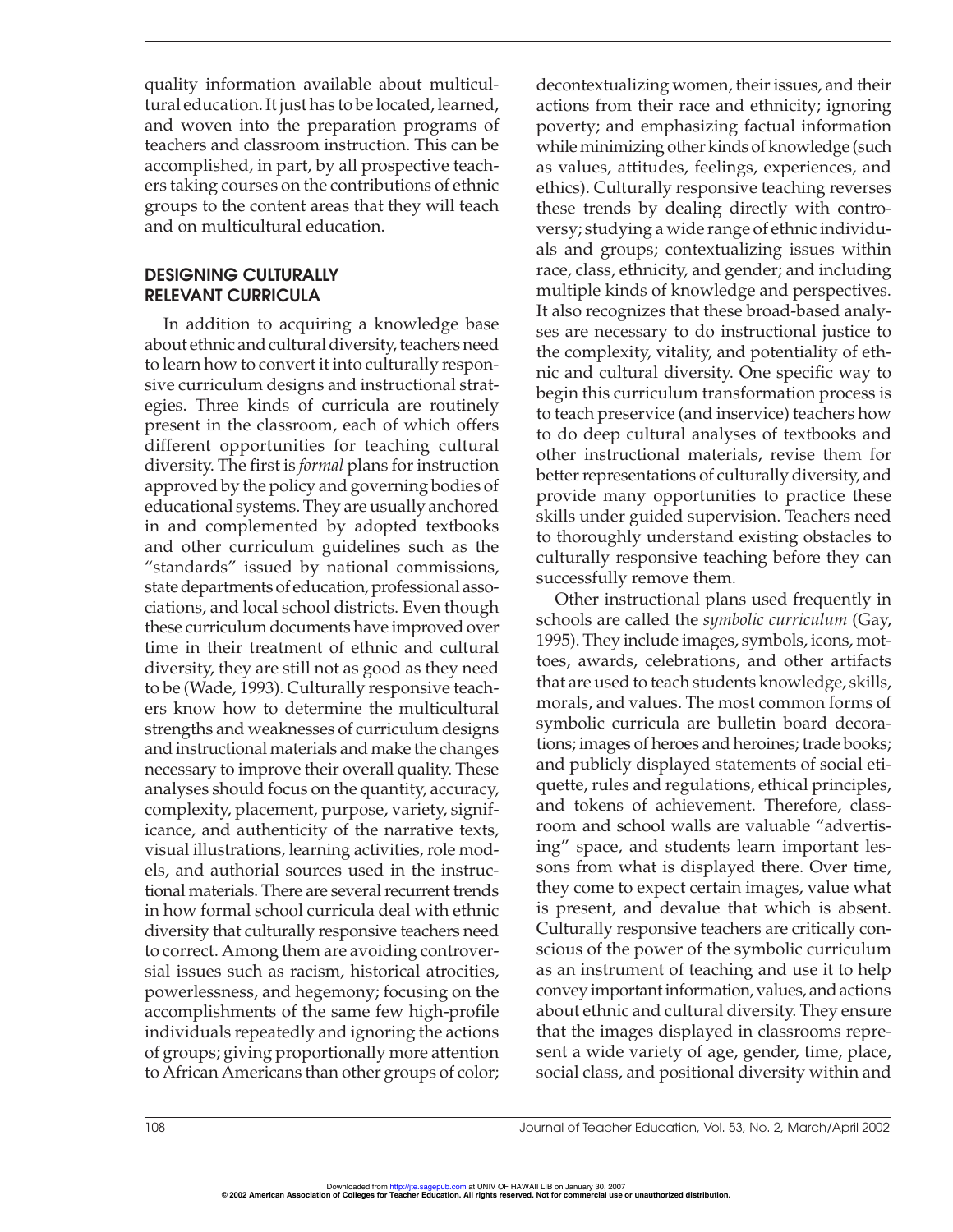quality information available about multicultural education. It just has to be located, learned, and woven into the preparation programs of teachers and classroom instruction. This can be accomplished, in part, by all prospective teachers taking courses on the contributions of ethnic groups to the content areas that they will teach and on multicultural education.

## DESIGNING CULTURALLY RELEVANT CURRICULA

In addition to acquiring a knowledge base about ethnic and cultural diversity, teachers need to learn how to convert it into culturally responsive curriculum designs and instructional strategies. Three kinds of curricula are routinely present in the classroom, each of which offers different opportunities for teaching cultural diversity. The first is *formal* plans for instruction approved by the policy and governing bodies of educational systems. They are usually anchored in and complemented by adopted textbooks and other curriculum guidelines such as the "standards" issued by national commissions, state departments of education, professional associations, and local school districts. Even though these curriculum documents have improved over time in their treatment of ethnic and cultural diversity, they are still not as good as they need to be (Wade, 1993). Culturally responsive teachers know how to determine the multicultural strengths and weaknesses of curriculum designs and instructional materials and make the changes necessary to improve their overall quality. These analyses should focus on the quantity, accuracy, complexity, placement, purpose, variety, significance, and authenticity of the narrative texts, visual illustrations, learning activities, role models, and authorial sources used in the instructional materials. There are several recurrent trends in how formal school curricula deal with ethnic diversity that culturally responsive teachers need to correct. Among them are avoiding controversial issues such as racism, historical atrocities, powerlessness, and hegemony; focusing on the accomplishments of the same few high-profile individuals repeatedly and ignoring the actions of groups; giving proportionally more attention to African Americans than other groups of color; decontextualizing women, their issues, and their actions from their race and ethnicity; ignoring poverty; and emphasizing factual information while minimizing other kinds of knowledge (such as values, attitudes, feelings, experiences, and ethics). Culturally responsive teaching reverses these trends by dealing directly with controversy; studying a wide range of ethnic individuals and groups; contextualizing issues within race, class, ethnicity, and gender; and including multiple kinds of knowledge and perspectives. It also recognizes that these broad-based analyses are necessary to do instructional justice to the complexity, vitality, and potentiality of ethnic and cultural diversity. One specific way to begin this curriculum transformation process is to teach preservice (and inservice) teachers how to do deep cultural analyses of textbooks and other instructional materials, revise them for better representations of culturally diversity, and provide many opportunities to practice these skills under guided supervision. Teachers need to thoroughly understand existing obstacles to culturally responsive teaching before they can successfully remove them.

Other instructional plans used frequently in schools are called the *symbolic curriculum* (Gay, 1995). They include images, symbols, icons, mottoes, awards, celebrations, and other artifacts that are used to teach students knowledge, skills, morals, and values. The most common forms of symbolic curricula are bulletin board decorations; images of heroes and heroines; trade books; and publicly displayed statements of social etiquette, rules and regulations, ethical principles, and tokens of achievement. Therefore, classroom and school walls are valuable "advertising" space, and students learn important lessons from what is displayed there. Over time, they come to expect certain images, value what is present, and devalue that which is absent. Culturally responsive teachers are critically conscious of the power of the symbolic curriculum as an instrument of teaching and use it to help convey important information, values, and actions about ethnic and cultural diversity. They ensure that the images displayed in classrooms represent a wide variety of age, gender, time, place, social class, and positional diversity within and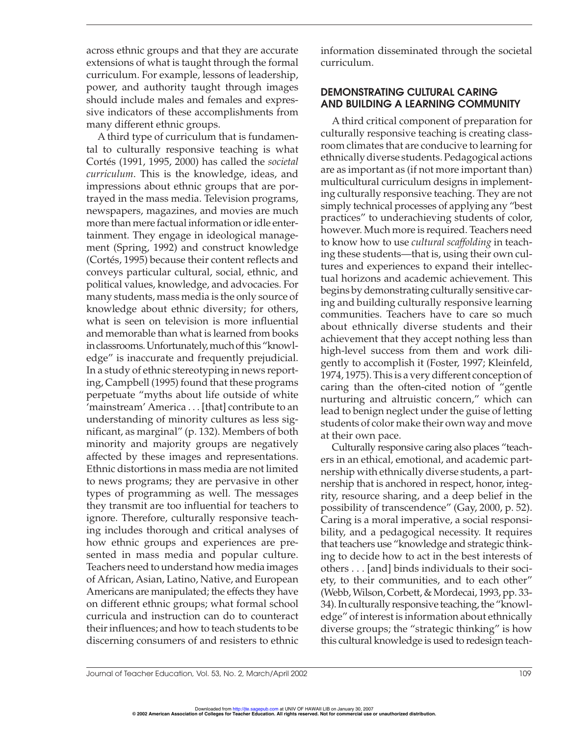across ethnic groups and that they are accurate extensions of what is taught through the formal curriculum. For example, lessons of leadership, power, and authority taught through images should include males and females and expressive indicators of these accomplishments from many different ethnic groups.

A third type of curriculum that is fundamental to culturally responsive teaching is what Cortés (1991, 1995, 2000) has called the *societal curriculum*. This is the knowledge, ideas, and impressions about ethnic groups that are portrayed in the mass media. Television programs, newspapers, magazines, and movies are much more than mere factual information or idle entertainment. They engage in ideological management (Spring, 1992) and construct knowledge (Cortés, 1995) because their content reflects and conveys particular cultural, social, ethnic, and political values, knowledge, and advocacies. For many students, mass media is the only source of knowledge about ethnic diversity; for others, what is seen on television is more influential and memorable than what is learned from books in classrooms. Unfortunately, much of this "knowledge" is inaccurate and frequently prejudicial. In a study of ethnic stereotyping in news reporting, Campbell (1995) found that these programs perpetuate "myths about life outside of white 'mainstream' America . . . [that] contribute to an understanding of minority cultures as less significant, as marginal" (p. 132). Members of both minority and majority groups are negatively affected by these images and representations. Ethnic distortions in mass media are not limited to news programs; they are pervasive in other types of programming as well. The messages they transmit are too influential for teachers to ignore. Therefore, culturally responsive teaching includes thorough and critical analyses of how ethnic groups and experiences are presented in mass media and popular culture. Teachers need to understand how media images of African, Asian, Latino, Native, and European Americans are manipulated; the effects they have on different ethnic groups; what formal school curricula and instruction can do to counteract their influences; and how to teach students to be discerning consumers of and resisters to ethnic information disseminated through the societal curriculum.

## DEMONSTRATING CULTURAL CARING AND BUILDING A LEARNING COMMUNITY

A third critical component of preparation for culturally responsive teaching is creating classroom climates that are conducive to learning for ethnically diverse students. Pedagogical actions are as important as (if not more important than) multicultural curriculum designs in implementing culturally responsive teaching. They are not simply technical processes of applying any "best practices" to underachieving students of color, however. Much more is required. Teachers need to know how to use *cultural scaffolding* in teaching these students—that is, using their own cultures and experiences to expand their intellectual horizons and academic achievement. This begins by demonstrating culturally sensitive caring and building culturally responsive learning communities. Teachers have to care so much about ethnically diverse students and their achievement that they accept nothing less than high-level success from them and work diligently to accomplish it (Foster, 1997; Kleinfeld, 1974, 1975). This is a very different conception of caring than the often-cited notion of "gentle nurturing and altruistic concern," which can lead to benign neglect under the guise of letting students of color make their own way and move at their own pace.

Culturally responsive caring also places "teachers in an ethical, emotional, and academic partnership with ethnically diverse students, a partnership that is anchored in respect, honor, integrity, resource sharing, and a deep belief in the possibility of transcendence" (Gay, 2000, p. 52). Caring is a moral imperative, a social responsibility, and a pedagogical necessity. It requires that teachers use "knowledge and strategic thinking to decide how to act in the best interests of others . . . [and] binds individuals to their society, to their communities, and to each other" (Webb, Wilson, Corbett, & Mordecai, 1993, pp. 33-34). In culturally responsive teaching, the "knowledge" of interest is information about ethnically diverse groups; the "strategic thinking" is how this cultural knowledge is used to redesign teach-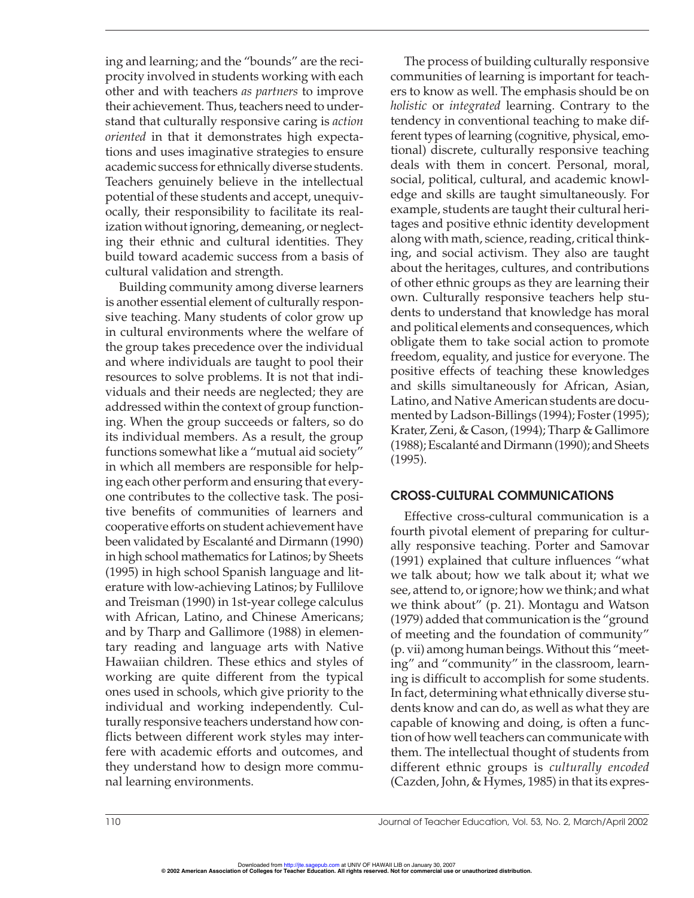ing and learning; and the "bounds" are the reciprocity involved in students working with each other and with teachers *as partners* to improve their achievement. Thus, teachers need to understand that culturally responsive caring is *action oriented* in that it demonstrates high expectations and uses imaginative strategies to ensure academic success for ethnically diverse students. Teachers genuinely believe in the intellectual potential of these students and accept, unequivocally, their responsibility to facilitate its realization without ignoring, demeaning, or neglecting their ethnic and cultural identities. They build toward academic success from a basis of cultural validation and strength.

Building community among diverse learners is another essential element of culturally responsive teaching. Many students of color grow up in cultural environments where the welfare of the group takes precedence over the individual and where individuals are taught to pool their resources to solve problems. It is not that individuals and their needs are neglected; they are addressed within the context of group functioning. When the group succeeds or falters, so do its individual members. As a result, the group functions somewhat like a "mutual aid society" in which all members are responsible for helping each other perform and ensuring that everyone contributes to the collective task. The positive benefits of communities of learners and cooperative efforts on student achievement have been validated by Escalanté and Dirmann (1990) in high school mathematics for Latinos; by Sheets (1995) in high school Spanish language and literature with low-achieving Latinos; by Fullilove and Treisman (1990) in 1st-year college calculus with African, Latino, and Chinese Americans; and by Tharp and Gallimore (1988) in elementary reading and language arts with Native Hawaiian children. These ethics and styles of working are quite different from the typical ones used in schools, which give priority to the individual and working independently. Culturally responsive teachers understand how conflicts between different work styles may interfere with academic efforts and outcomes, and they understand how to design more communal learning environments.

The process of building culturally responsive communities of learning is important for teachers to know as well. The emphasis should be on *holistic* or *integrated* learning. Contrary to the tendency in conventional teaching to make different types of learning (cognitive, physical, emotional) discrete, culturally responsive teaching deals with them in concert. Personal, moral, social, political, cultural, and academic knowledge and skills are taught simultaneously. For example, students are taught their cultural heritages and positive ethnic identity development along with math, science, reading, critical thinking, and social activism. They also are taught about the heritages, cultures, and contributions of other ethnic groups as they are learning their own. Culturally responsive teachers help students to understand that knowledge has moral and political elements and consequences, which obligate them to take social action to promote freedom, equality, and justice for everyone. The positive effects of teaching these knowledges and skills simultaneously for African, Asian, Latino, and Native American students are documented by Ladson-Billings (1994); Foster (1995); Krater, Zeni, & Cason, (1994); Tharp & Gallimore (1988); Escalanté and Dirmann (1990); and Sheets (1995).

## CROSS-CULTURAL COMMUNICATIONS

Effective cross-cultural communication is a fourth pivotal element of preparing for culturally responsive teaching. Porter and Samovar (1991) explained that culture influences "what we talk about; how we talk about it; what we see, attend to, or ignore; how we think; and what we think about" (p. 21). Montagu and Watson (1979) added that communication is the "ground of meeting and the foundation of community" (p. vii) among human beings. Without this "meeting" and "community" in the classroom, learning is difficult to accomplish for some students. In fact, determining what ethnically diverse students know and can do, as well as what they are capable of knowing and doing, is often a function of how well teachers can communicate with them. The intellectual thought of students from different ethnic groups is *culturally encoded* (Cazden, John, & Hymes, 1985) in that its expres-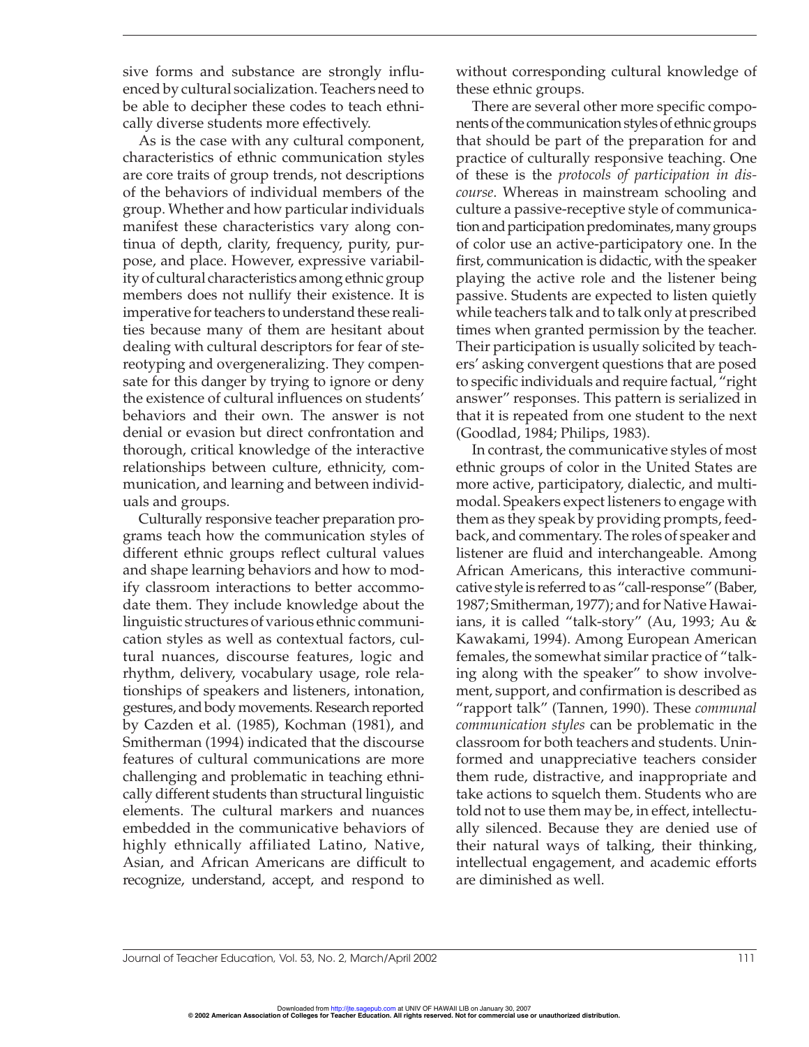sive forms and substance are strongly influenced by cultural socialization. Teachers need to be able to decipher these codes to teach ethnically diverse students more effectively.

As is the case with any cultural component, characteristics of ethnic communication styles are core traits of group trends, not descriptions of the behaviors of individual members of the group. Whether and how particular individuals manifest these characteristics vary along continua of depth, clarity, frequency, purity, purpose, and place. However, expressive variability of cultural characteristics among ethnic group members does not nullify their existence. It is imperative for teachers to understand these realities because many of them are hesitant about dealing with cultural descriptors for fear of stereotyping and overgeneralizing. They compensate for this danger by trying to ignore or deny the existence of cultural influences on students' behaviors and their own. The answer is not denial or evasion but direct confrontation and thorough, critical knowledge of the interactive relationships between culture, ethnicity, communication, and learning and between individuals and groups.

Culturally responsive teacher preparation programs teach how the communication styles of different ethnic groups reflect cultural values and shape learning behaviors and how to modify classroom interactions to better accommodate them. They include knowledge about the linguistic structures of various ethnic communication styles as well as contextual factors, cultural nuances, discourse features, logic and rhythm, delivery, vocabulary usage, role relationships of speakers and listeners, intonation, gestures, and body movements. Research reported by Cazden et al. (1985), Kochman (1981), and Smitherman (1994) indicated that the discourse features of cultural communications are more challenging and problematic in teaching ethnically different students than structural linguistic elements. The cultural markers and nuances embedded in the communicative behaviors of highly ethnically affiliated Latino, Native, Asian, and African Americans are difficult to recognize, understand, accept, and respond to without corresponding cultural knowledge of these ethnic groups.

There are several other more specific components of the communication styles of ethnic groups that should be part of the preparation for and practice of culturally responsive teaching. One of these is the *protocols of participation in discourse*. Whereas in mainstream schooling and culture a passive-receptive style of communication and participation predominates, many groups of color use an active-participatory one. In the first, communication is didactic, with the speaker playing the active role and the listener being passive. Students are expected to listen quietly while teachers talk and to talk only at prescribed times when granted permission by the teacher. Their participation is usually solicited by teachers' asking convergent questions that are posed to specific individuals and require factual, "right answer" responses. This pattern is serialized in that it is repeated from one student to the next (Goodlad, 1984; Philips, 1983).

In contrast, the communicative styles of most ethnic groups of color in the United States are more active, participatory, dialectic, and multimodal. Speakers expect listeners to engage with them as they speak by providing prompts, feedback, and commentary. The roles of speaker and listener are fluid and interchangeable. Among African Americans, this interactive communicative style is referred to as "call-response" (Baber, 1987; Smitherman, 1977); and for Native Hawaiians, it is called "talk-story" (Au, 1993; Au & Kawakami, 1994). Among European American females, the somewhat similar practice of "talking along with the speaker" to show involvement, support, and confirmation is described as "rapport talk" (Tannen, 1990). These *communal communication styles* can be problematic in the classroom for both teachers and students. Uninformed and unappreciative teachers consider them rude, distractive, and inappropriate and take actions to squelch them. Students who are told not to use them may be, in effect, intellectually silenced. Because they are denied use of their natural ways of talking, their thinking, intellectual engagement, and academic efforts are diminished as well.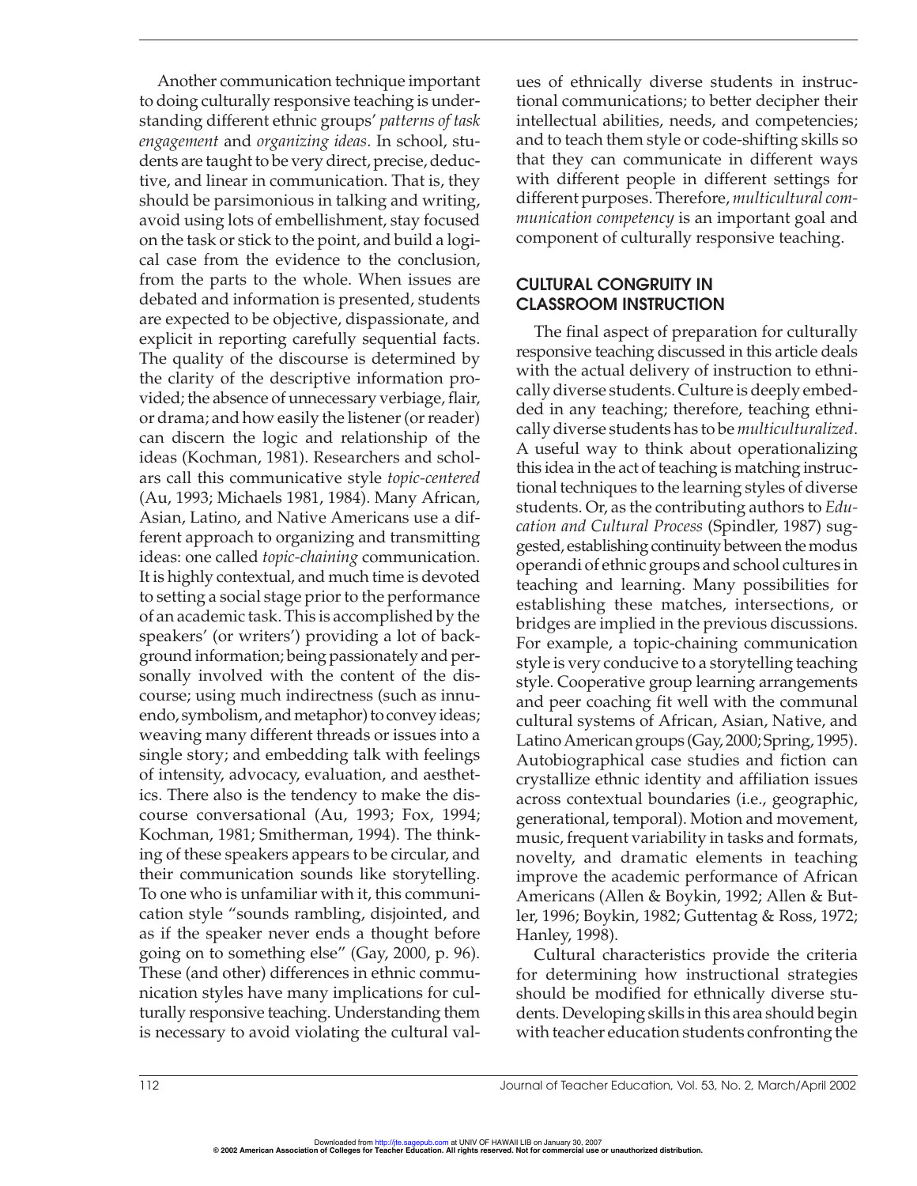Another communication technique important to doing culturally responsive teaching is understanding different ethnic groups' *patterns of task engagement* and *organizing ideas*. In school, students are taught to be very direct, precise, deductive, and linear in communication. That is, they should be parsimonious in talking and writing, avoid using lots of embellishment, stay focused on the task or stick to the point, and build a logical case from the evidence to the conclusion, from the parts to the whole. When issues are debated and information is presented, students are expected to be objective, dispassionate, and explicit in reporting carefully sequential facts. The quality of the discourse is determined by the clarity of the descriptive information provided; the absence of unnecessary verbiage, flair, or drama; and how easily the listener (or reader) can discern the logic and relationship of the ideas (Kochman, 1981). Researchers and scholars call this communicative style *topic-centered* (Au, 1993; Michaels 1981, 1984). Many African, Asian, Latino, and Native Americans use a different approach to organizing and transmitting ideas: one called *topic-chaining* communication. It is highly contextual, and much time is devoted to setting a social stage prior to the performance of an academic task. This is accomplished by the speakers' (or writers') providing a lot of background information; being passionately and personally involved with the content of the discourse; using much indirectness (such as innuendo, symbolism, and metaphor) to convey ideas; weaving many different threads or issues into a single story; and embedding talk with feelings of intensity, advocacy, evaluation, and aesthetics. There also is the tendency to make the discourse conversational (Au, 1993; Fox, 1994; Kochman, 1981; Smitherman, 1994). The thinking of these speakers appears to be circular, and their communication sounds like storytelling. To one who is unfamiliar with it, this communication style "sounds rambling, disjointed, and as if the speaker never ends a thought before going on to something else" (Gay, 2000, p. 96). These (and other) differences in ethnic communication styles have many implications for culturally responsive teaching. Understanding them is necessary to avoid violating the cultural values of ethnically diverse students in instructional communications; to better decipher their intellectual abilities, needs, and competencies; and to teach them style or code-shifting skills so that they can communicate in different ways with different people in different settings for different purposes. Therefore, *multicultural communication competency* is an important goal and component of culturally responsive teaching.

## CULTURAL CONGRUITY IN CLASSROOM INSTRUCTION

The final aspect of preparation for culturally responsive teaching discussed in this article deals with the actual delivery of instruction to ethnically diverse students. Culture is deeply embedded in any teaching; therefore, teaching ethnically diverse students has to be *multiculturalized*. A useful way to think about operationalizing this idea in the act of teaching is matching instructional techniques to the learning styles of diverse students. Or, as the contributing authors to *Education and Cultural Process* (Spindler, 1987) suggested, establishing continuity between the modus operandi of ethnic groups and school cultures in teaching and learning. Many possibilities for establishing these matches, intersections, or bridges are implied in the previous discussions. For example, a topic-chaining communication style is very conducive to a storytelling teaching style. Cooperative group learning arrangements and peer coaching fit well with the communal cultural systems of African, Asian, Native, and Latino American groups (Gay, 2000; Spring, 1995). Autobiographical case studies and fiction can crystallize ethnic identity and affiliation issues across contextual boundaries (i.e., geographic, generational, temporal). Motion and movement, music, frequent variability in tasks and formats, novelty, and dramatic elements in teaching improve the academic performance of African Americans (Allen & Boykin, 1992; Allen & Butler, 1996; Boykin, 1982; Guttentag & Ross, 1972; Hanley, 1998).

Cultural characteristics provide the criteria for determining how instructional strategies should be modified for ethnically diverse students. Developing skills in this area should begin with teacher education students confronting the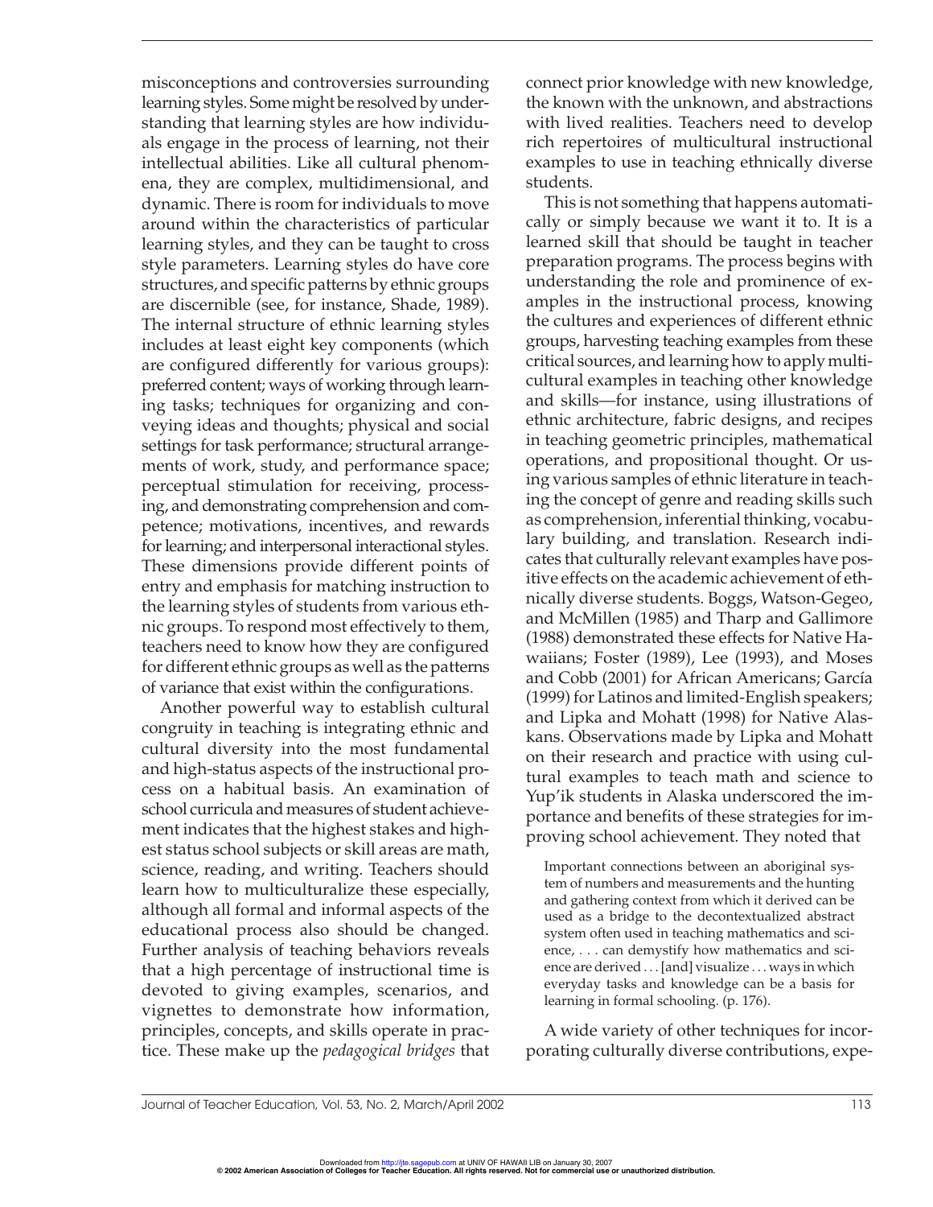misconceptions and controversies surrounding learning styles. Some might be resolved by understanding that learning styles are how individuals engage in the process of learning, not their intellectual abilities. Like all cultural phenomena, they are complex, multidimensional, and dynamic. There is room for individuals to move around within the characteristics of particular learning styles, and they can be taught to cross style parameters. Learning styles do have core structures, and specific patterns by ethnic groups are discernible (see, for instance, Shade, 1989). The internal structure of ethnic learning styles includes at least eight key components (which are configured differently for various groups): preferred content; ways of working through learning tasks; techniques for organizing and conveying ideas and thoughts; physical and social settings for task performance; structural arrangements of work, study, and performance space; perceptual stimulation for receiving, processing, and demonstrating comprehension and competence; motivations, incentives, and rewards for learning; and interpersonal interactional styles. These dimensions provide different points of entry and emphasis for matching instruction to the learning styles of students from various ethnic groups. To respond most effectively to them, teachers need to know how they are configured for different ethnic groups as well as the patterns of variance that exist within the configurations.

Another powerful way to establish cultural congruity in teaching is integrating ethnic and cultural diversity into the most fundamental and high-status aspects of the instructional process on a habitual basis. An examination of school curricula and measures of student achievement indicates that the highest stakes and highest status school subjects or skill areas are math, science, reading, and writing. Teachers should learn how to multiculturalize these especially, although all formal and informal aspects of the educational process also should be changed. Further analysis of teaching behaviors reveals that a high percentage of instructional time is devoted to giving examples, scenarios, and vignettes to demonstrate how information, principles, concepts, and skills operate in practice. These make up the *pedagogical bridges* that connect prior knowledge with new knowledge, the known with the unknown, and abstractions with lived realities. Teachers need to develop rich repertoires of multicultural instructional examples to use in teaching ethnically diverse students.

This is not something that happens automatically or simply because we want it to. It is a learned skill that should be taught in teacher preparation programs. The process begins with understanding the role and prominence of examples in the instructional process, knowing the cultures and experiences of different ethnic groups, harvesting teaching examples from these critical sources, and learning how to apply multicultural examples in teaching other knowledge and skills—for instance, using illustrations of ethnic architecture, fabric designs, and recipes in teaching geometric principles, mathematical operations, and propositional thought. Or using various samples of ethnic literature in teaching the concept of genre and reading skills such as comprehension, inferential thinking, vocabulary building, and translation. Research indicates that culturally relevant examples have positive effects on the academic achievement of ethnically diverse students. Boggs, Watson-Gegeo, and McMillen (1985) and Tharp and Gallimore (1988) demonstrated these effects for Native Hawaiians; Foster (1989), Lee (1993), and Moses and Cobb (2001) for African Americans; García (1999) for Latinos and limited-English speakers; and Lipka and Mohatt (1998) for Native Alaskans. Observations made by Lipka and Mohatt on their research and practice with using cultural examples to teach math and science to Yup'ik students in Alaska underscored the importance and benefits of these strategies for improving school achievement. They noted that

> Important connections between an aboriginal system of numbers and measurements and the hunting and gathering context from which it derived can be used as a bridge to the decontextualized abstract system often used in teaching mathematics and science, . . . can demystify how mathematics and science are derived . . . [and] visualize . . . ways in which everyday tasks and knowledge can be a basis for learning in formal schooling. (p. 176).

A wide variety of other techniques for incorporating culturally diverse contributions, expe-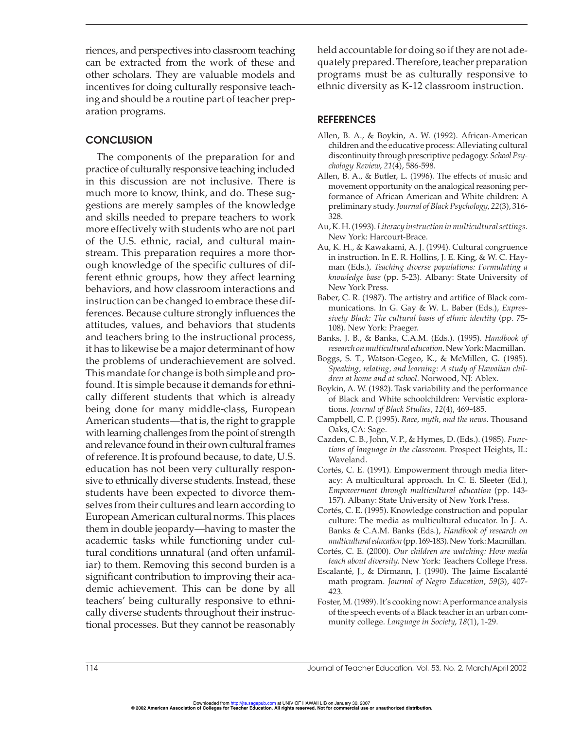riences, and perspectives into classroom teaching can be extracted from the work of these and other scholars. They are valuable models and incentives for doing culturally responsive teaching and should be a routine part of teacher preparation programs.

## CONCLUSION

The components of the preparation for and practice of culturally responsive teaching included in this discussion are not inclusive. There is much more to know, think, and do. These suggestions are merely samples of the knowledge and skills needed to prepare teachers to work more effectively with students who are not part of the U.S. ethnic, racial, and cultural mainstream. This preparation requires a more thorough knowledge of the specific cultures of different ethnic groups, how they affect learning behaviors, and how classroom interactions and instruction can be changed to embrace these differences. Because culture strongly influences the attitudes, values, and behaviors that students and teachers bring to the instructional process, it has to likewise be a major determinant of how the problems of underachievement are solved. This mandate for change is both simple and profound. It is simple because it demands for ethnically different students that which is already being done for many middle-class, European American students—that is, the right to grapple with learning challenges from the point of strength and relevance found in their own cultural frames of reference. It is profound because, to date, U.S. education has not been very culturally responsive to ethnically diverse students. Instead, these students have been expected to divorce themselves from their cultures and learn according to European American cultural norms. This places them in double jeopardy—having to master the academic tasks while functioning under cultural conditions unnatural (and often unfamiliar) to them. Removing this second burden is a significant contribution to improving their academic achievement. This can be done by all teachers' being culturally responsive to ethnically diverse students throughout their instructional processes. But they cannot be reasonably held accountable for doing so if they are not adequately prepared. Therefore, teacher preparation programs must be as culturally responsive to ethnic diversity as K-12 classroom instruction.

## REFERENCES

Allen, B. A., & Boykin, A. W. (1992). African-American children and the educative process: Alleviating cultural discontinuity through prescriptive pedagogy. *School Psychology Review*, *21*(4), 586-598.

Allen, B. A., & Butler, L. (1996). The effects of music and movement opportunity on the analogical reasoning performance of African American and White children: A preliminary study. *Journal of Black Psychology*, *22*(3), 316-328.

Au, K. H. (1993). *Literacy instruction in multicultural settings*. New York: Harcourt-Brace.

Au, K. H., & Kawakami, A. J. (1994). Cultural congruence in instruction. In E. R. Hollins, J. E. King, & W. C. Hayman (Eds.), *Teaching diverse populations: Formulating a knowledge base* (pp. 5-23). Albany: State University of New York Press.

Baber, C. R. (1987). The artistry and artifice of Black communications. In G. Gay & W. L. Baber (Eds.), *Expressively Black: The cultural basis of ethnic identity* (pp. 75-108). New York: Praeger.

Banks, J. B., & Banks, C.A.M. (Eds.). (1995). *Handbook of research on multicultural education*. New York: Macmillan.

Boggs, S. T., Watson-Gegeo, K., & McMillen, G. (1985). *Speaking, relating, and learning: A study of Hawaiian children at home and at school*. Norwood, NJ: Ablex.

Boykin, A. W. (1982). Task variability and the performance of Black and White schoolchildren: Vervistic explorations. *Journal of Black Studies*, *12*(4), 469-485.

Campbell, C. P. (1995). *Race, myth, and the news*. Thousand Oaks, CA: Sage.

Cazden, C. B., John, V. P., & Hymes, D. (Eds.). (1985). *Functions of language in the classroom*. Prospect Heights, IL: Waveland.

Cortés, C. E. (1991). Empowerment through media literacy: A multicultural approach. In C. E. Sleeter (Ed.), *Empowerment through multicultural education* (pp. 143-157). Albany: State University of New York Press.

Cortés, C. E. (1995). Knowledge construction and popular culture: The media as multicultural educator. In J. A. Banks & C.A.M. Banks (Eds.), *Handbook of research on multicultural education* (pp. 169-183). New York: Macmillan.

Cortés, C. E. (2000). *Our children are watching: How media teach about diversity*. New York: Teachers College Press.

Escalanté, J., & Dirmann, J. (1990). The Jaime Escalanté math program. *Journal of Negro Education*, *59*(3), 407-423.

Foster, M. (1989). It's cooking now: A performance analysis of the speech events of a Black teacher in an urban community college. *Language in Society*, *18*(1), 1-29.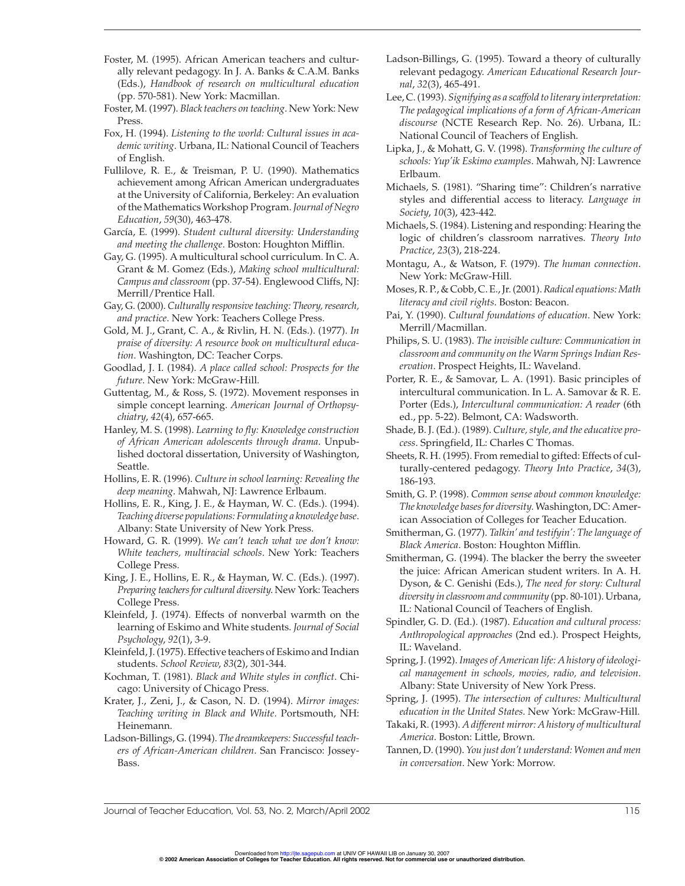Foster, M. (1995). African American teachers and culturally relevant pedagogy. In J. A. Banks & C.A.M. Banks (Eds.), *Handbook of research on multicultural education* (pp. 570-581). New York: Macmillan.

Foster, M. (1997). *Black teachers on teaching*. New York: New Press.

Fox, H. (1994). *Listening to the world: Cultural issues in academic writing*. Urbana, IL: National Council of Teachers of English.

Fullilove, R. E., & Treisman, P. U. (1990). Mathematics achievement among African American undergraduates at the University of California, Berkeley: An evaluation of the Mathematics Workshop Program. *Journal of Negro Education*, *59*(30), 463-478.

García, E. (1999). *Student cultural diversity: Understanding and meeting the challenge*. Boston: Houghton Mifflin.

Gay, G. (1995). A multicultural school curriculum. In C. A. Grant & M. Gomez (Eds.), *Making school multicultural: Campus and classroom* (pp. 37-54). Englewood Cliffs, NJ: Merrill/Prentice Hall.

Gay, G. (2000). *Culturally responsive teaching: Theory, research, and practice*. New York: Teachers College Press.

Gold, M. J., Grant, C. A., & Rivlin, H. N. (Eds.). (1977). *In praise of diversity: A resource book on multicultural education*. Washington, DC: Teacher Corps.

Goodlad, J. I. (1984). *A place called school: Prospects for the future*. New York: McGraw-Hill.

Guttentag, M., & Ross, S. (1972). Movement responses in simple concept learning. *American Journal of Orthopsychiatry*, *42*(4), 657-665.

Hanley, M. S. (1998). *Learning to fly: Knowledge construction of African American adolescents through drama*. Unpublished doctoral dissertation, University of Washington, Seattle.

Hollins, E. R. (1996). *Culture in school learning: Revealing the deep meaning*. Mahwah, NJ: Lawrence Erlbaum.

Hollins, E. R., King, J. E., & Hayman, W. C. (Eds.). (1994). *Teaching diverse populations: Formulating a knowledge base*. Albany: State University of New York Press.

Howard, G. R. (1999). *We can't teach what we don't know: White teachers, multiracial schools*. New York: Teachers College Press.

King, J. E., Hollins, E. R., & Hayman, W. C. (Eds.). (1997). *Preparing teachers for cultural diversity*. New York: Teachers College Press.

Kleinfeld, J. (1974). Effects of nonverbal warmth on the learning of Eskimo and White students. *Journal of Social Psychology*, *92*(1), 3-9.

Kleinfeld, J. (1975). Effective teachers of Eskimo and Indian students. *School Review*, *83*(2), 301-344.

Kochman, T. (1981). *Black and White styles in conflict*. Chicago: University of Chicago Press.

Krater, J., Zeni, J., & Cason, N. D. (1994). *Mirror images: Teaching writing in Black and White*. Portsmouth, NH: Heinemann.

Ladson-Billings, G. (1994). *The dreamkeepers: Successful teachers of African-American children*. San Francisco: Jossey-Bass.

Ladson-Billings, G. (1995). Toward a theory of culturally relevant pedagogy. *American Educational Research Journal*, *32*(3), 465-491.

Lee, C. (1993). *Signifying as a scaffold to literary interpretation: The pedagogical implications of a form of African-American discourse* (NCTE Research Rep. No. 26). Urbana, IL: National Council of Teachers of English.

Lipka, J., & Mohatt, G. V. (1998). *Transforming the culture of schools: Yup'ik Eskimo examples*. Mahwah, NJ: Lawrence Erlbaum.

Michaels, S. (1981). "Sharing time": Children's narrative styles and differential access to literacy. *Language in Society*, *10*(3), 423-442.

Michaels, S. (1984). Listening and responding: Hearing the logic of children's classroom narratives. *Theory Into Practice*, *23*(3), 218-224.

Montagu, A., & Watson, F. (1979). *The human connection*. New York: McGraw-Hill.

Moses, R. P., & Cobb, C. E., Jr. (2001). *Radical equations: Math literacy and civil rights*. Boston: Beacon.

Pai, Y. (1990). *Cultural foundations of education*. New York: Merrill/Macmillan.

Philips, S. U. (1983). *The invisible culture: Communication in classroom and community on the Warm Springs Indian Reservation*. Prospect Heights, IL: Waveland.

Porter, R. E., & Samovar, L. A. (1991). Basic principles of intercultural communication. In L. A. Samovar & R. E. Porter (Eds.), *Intercultural communication: A reader* (6th ed., pp. 5-22). Belmont, CA: Wadsworth.

Shade, B. J. (Ed.). (1989). *Culture, style, and the educative process*. Springfield, IL: Charles C Thomas.

Sheets, R. H. (1995). From remedial to gifted: Effects of culturally-centered pedagogy. *Theory Into Practice*, *34*(3), 186-193.

Smith, G. P. (1998). *Common sense about common knowledge: The knowledge bases for diversity*. Washington, DC: American Association of Colleges for Teacher Education.

Smitherman, G. (1977). *Talkin' and testifyin': The language of Black America*. Boston: Houghton Mifflin.

Smitherman, G. (1994). The blacker the berry the sweeter the juice: African American student writers. In A. H. Dyson, & C. Genishi (Eds.), *The need for story: Cultural diversity in classroom and community* (pp. 80-101). Urbana, IL: National Council of Teachers of English.

Spindler, G. D. (Ed.). (1987). *Education and cultural process: Anthropological approaches* (2nd ed.). Prospect Heights, IL: Waveland.

Spring, J. (1992). *Images of American life: A history of ideological management in schools, movies, radio, and television*. Albany: State University of New York Press.

Spring, J. (1995). *The intersection of cultures: Multicultural education in the United States*. New York: McGraw-Hill.

Takaki, R. (1993). *A different mirror: A history of multicultural America*. Boston: Little, Brown.

Tannen, D. (1990). *You just don't understand: Women and men in conversation*. New York: Morrow.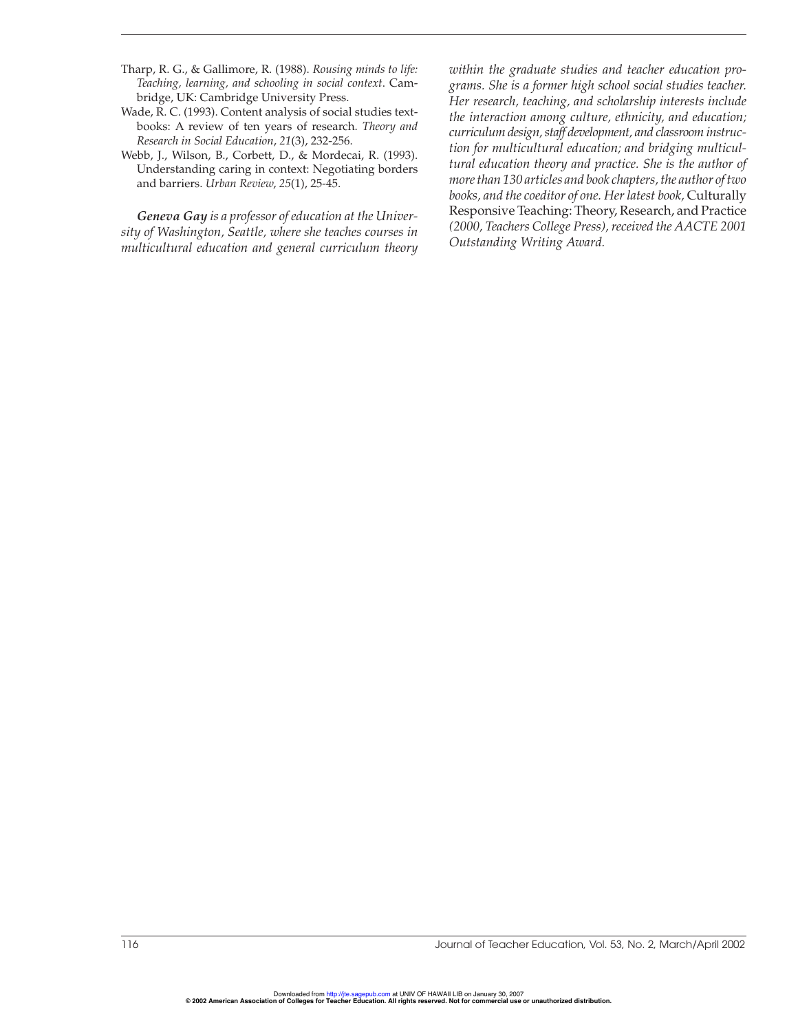Tharp, R. G., & Gallimore, R. (1988). *Rousing minds to life: Teaching, learning, and schooling in social context*. Cambridge, UK: Cambridge University Press.

Wade, R. C. (1993). Content analysis of social studies textbooks: A review of ten years of research. *Theory and Research in Social Education*, *21*(3), 232-256.

Webb, J., Wilson, B., Corbett, D., & Mordecai, R. (1993). Understanding caring in context: Negotiating borders and barriers. *Urban Review*, *25*(1), 25-45.

***Geneva Gay*** *is a professor of education at the University of Washington, Seattle, where she teaches courses in multicultural education and general curriculum theory within the graduate studies and teacher education programs. She is a former high school social studies teacher. Her research, teaching, and scholarship interests include the interaction among culture, ethnicity, and education; curriculum design, staff development, and classroom instruction for multicultural education; and bridging multicultural education theory and practice. She is the author of more than 130 articles and book chapters, the author of two books, and the coeditor of one. Her latest book,* Culturally Responsive Teaching: Theory, Research, and Practice *(2000, Teachers College Press), received the AACTE 2001 Outstanding Writing Award.*